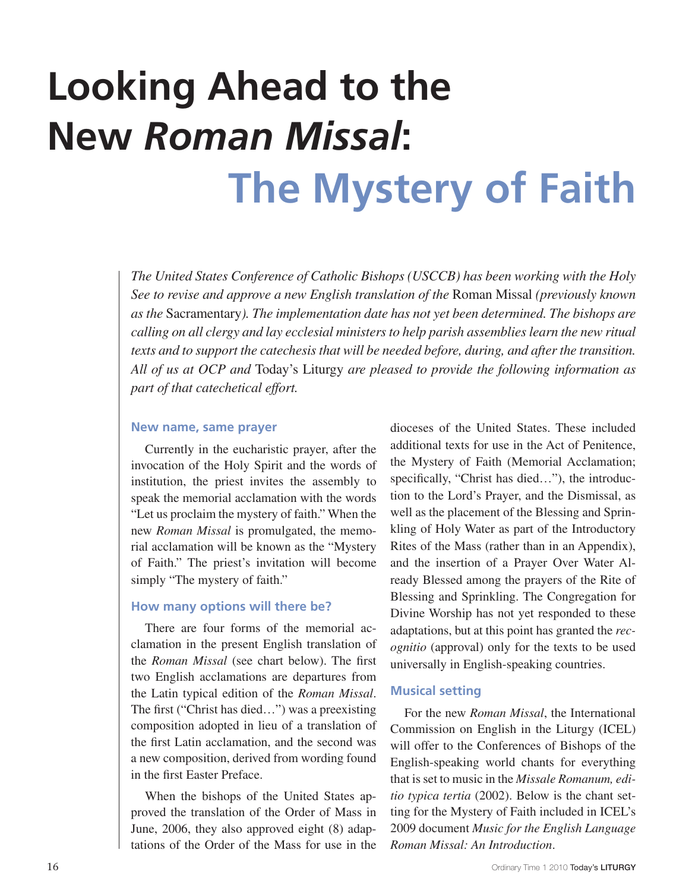# Looking Ahead to the New *Roman Missal*: The Mystery of Faith

*The United States Conference of Catholic Bishops (USCCB) has been working with the Holy See to revise and approve a new English translation of the* Roman Missal *(previously known as the* Sacramentary*). The implementation date has not yet been determined. The bishops are calling on all clergy and lay ecclesial ministers to help parish assemblies learn the new ritual texts and to support the catechesis that will be needed before, during, and after the transition. All of us at OCP and* Today's Liturgy *are pleased to provide the following information as part of that catechetical effort.*

### New name, same prayer

Currently in the eucharistic prayer, after the invocation of the Holy Spirit and the words of institution, the priest invites the assembly to speak the memorial acclamation with the words "Let us proclaim the mystery of faith." When the new *Roman Missal* is promulgated, the memorial acclamation will be known as the "Mystery of Faith." The priest's invitation will become simply "The mystery of faith."

### How many options will there be?

There are four forms of the memorial acclamation in the present English translation of the *Roman Missal* (see chart below). The first two English acclamations are departures from the Latin typical edition of the *Roman Missal*. The first ("Christ has died…") was a preexisting composition adopted in lieu of a translation of the first Latin acclamation, and the second was a new composition, derived from wording found in the first Easter Preface.

When the bishops of the United States approved the translation of the Order of Mass in June, 2006, they also approved eight (8) adaptations of the Order of the Mass for use in the dioceses of the United States. These included additional texts for use in the Act of Penitence, the Mystery of Faith (Memorial Acclamation; specifically, "Christ has died…"), the introduction to the Lord's Prayer, and the Dismissal, as well as the placement of the Blessing and Sprinkling of Holy Water as part of the Introductory Rites of the Mass (rather than in an Appendix), and the insertion of a Prayer Over Water Already Blessed among the prayers of the Rite of Blessing and Sprinkling. The Congregation for Divine Worship has not yet responded to these adaptations, but at this point has granted the *recognitio* (approval) only for the texts to be used universally in English-speaking countries.

### Musical setting

For the new *Roman Missal*, the International Commission on English in the Liturgy (ICEL) will offer to the Conferences of Bishops of the English-speaking world chants for everything that is set to music in the *Missale Romanum, editio typica tertia* (2002). Below is the chant setting for the Mystery of Faith included in ICEL's 2009 document *Music for the English Language Roman Missal: An Introduction*.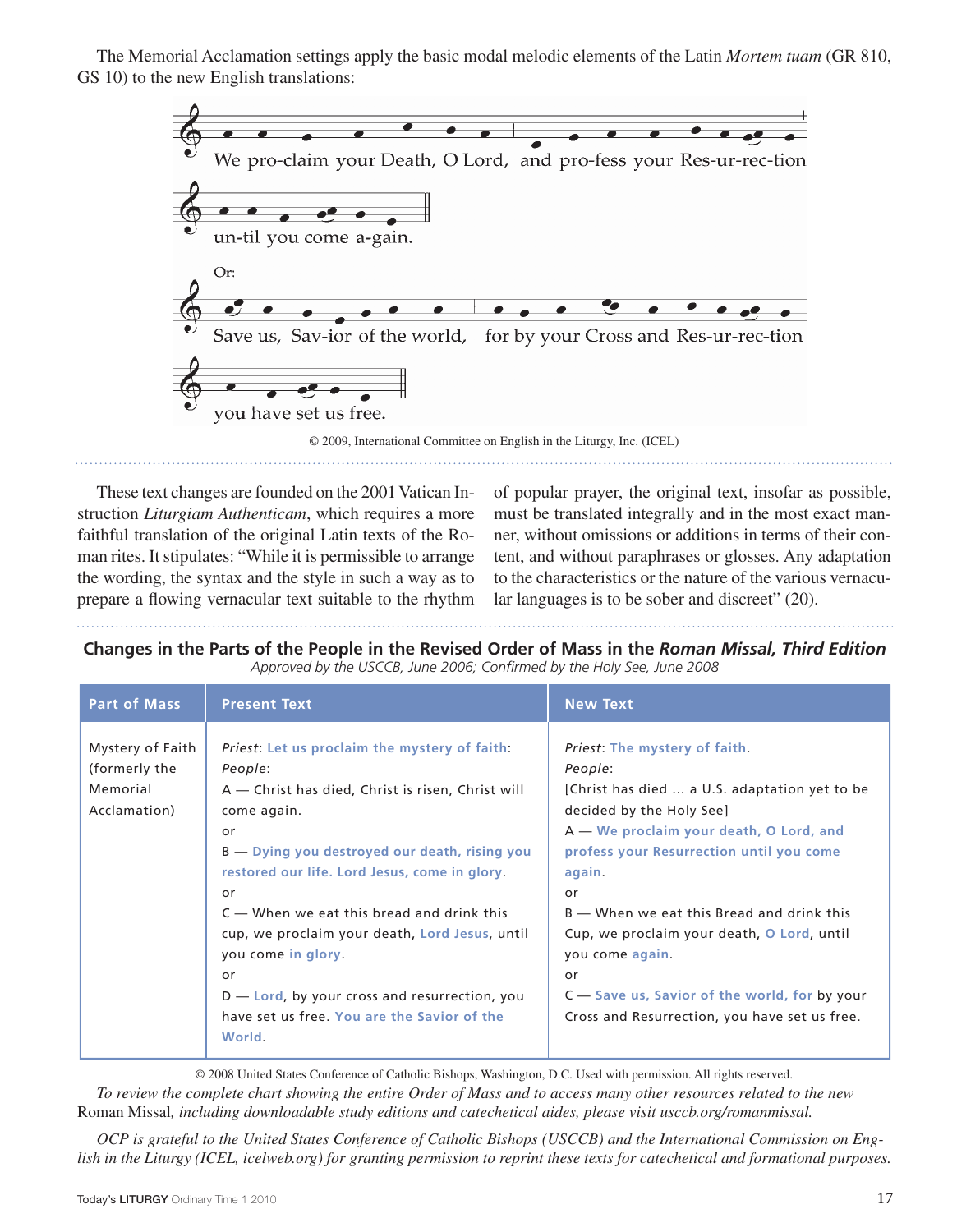The Memorial Acclamation settings apply the basic modal melodic elements of the Latin *Mortem tuam* (GR 810, GS 10) to the new English translations:

We pro-claim your Death, O Lord, and pro-fess your Res-ur-rec-tion un-til you come a-gain.

Or:

Save us, Sav-ior of the world, for by your Cross and Res-ur-rec-tion you have set us free.

© 2009, International Committee on English in the Liturgy, Inc. (ICEL)

These text changes are founded on the 2001 Vatican Instruction *Liturgiam Authenticam*, which requires a more faithful translation of the original Latin texts of the Roman rites. It stipulates: "While it is permissible to arrange the wording, the syntax and the style in such a way as to prepare a flowing vernacular text suitable to the rhythm of popular prayer, the original text, insofar as possible, must be translated integrally and in the most exact manner, without omissions or additions in terms of their content, and without paraphrases or glosses. Any adaptation to the characteristics or the nature of the various vernacular languages is to be sober and discreet" (20).

## Changes in the Parts of the People in the Revised Order of Mass in the *Roman Missal, Third Edition*

*Approved by the USCCB, June 2006; Confirmed by the Holy See, June 2008*

| Part of Mass | Present Text | New Text |
|---|---|---|
| Mystery of Faith (formerly the Memorial Acclamation) | *Priest*: **Let us proclaim the mystery of faith**:<br>*People*:<br>A — Christ has died, Christ is risen, Christ will come again.<br>or<br>B — **Dying you destroyed our death, rising you restored our life. Lord Jesus, come in glory**.<br>or<br>C — When we eat this bread and drink this cup, we proclaim your death, **Lord Jesus**, until you come **in glory**.<br>or<br>D — **Lord**, by your cross and resurrection, you have set us free. **You are the Savior of the World**. | *Priest*: **The mystery of faith**.<br>*People*:<br>[Christ has died ... a U.S. adaptation yet to be decided by the Holy See]<br>A — **We proclaim your death, O Lord, and profess your Resurrection until you come again**.<br>or<br>B — When we eat this Bread and drink this Cup, we proclaim your death, **O Lord**, until you come **again**.<br>or<br>C — **Save us, Savior of the world, for** by your Cross and Resurrection, you have set us free. |

© 2008 United States Conference of Catholic Bishops, Washington, D.C. Used with permission. All rights reserved.

*To review the complete chart showing the entire Order of Mass and to access many other resources related to the new* Roman Missal*, including downloadable study editions and catechetical aides, please visit usccb.org/romanmissal.*

*OCP is grateful to the United States Conference of Catholic Bishops (USCCB) and the International Commission on English in the Liturgy (ICEL, icelweb.org) for granting permission to reprint these texts for catechetical and formational purposes.*